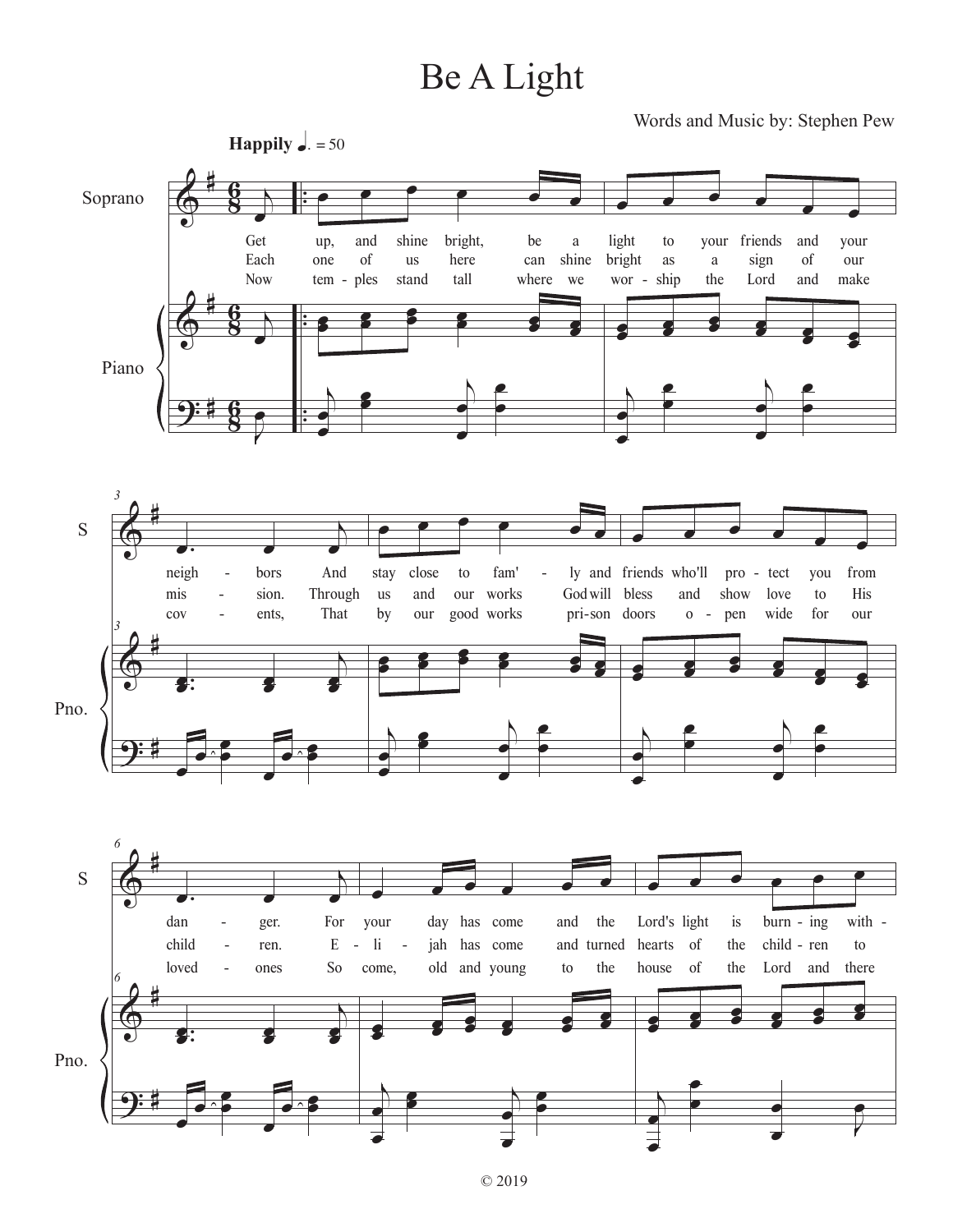# Be A Light

Words and Music by: Stephen Pew

**Happily** ♩. = 50

Soprano / Piano

Get up, and shine bright, be a light to your friends and your neigh - bors And stay close to fam' - ly and friends who'll pro - tect you from dan - ger. For your day has come and the Lord's light is burn - ing with -

Each one of us here can shine bright as a sign of our mis - sion. Through us and our works God will bless and show love to His child - ren. E - li - jah has come and turned hearts of the child - ren to

Now tem - ples stand tall where we wor - ship the Lord and make cov - ents, That by our good works pri - son doors o - pen wide for our loved - ones So come, old and young to the house of the Lord and there

© 2019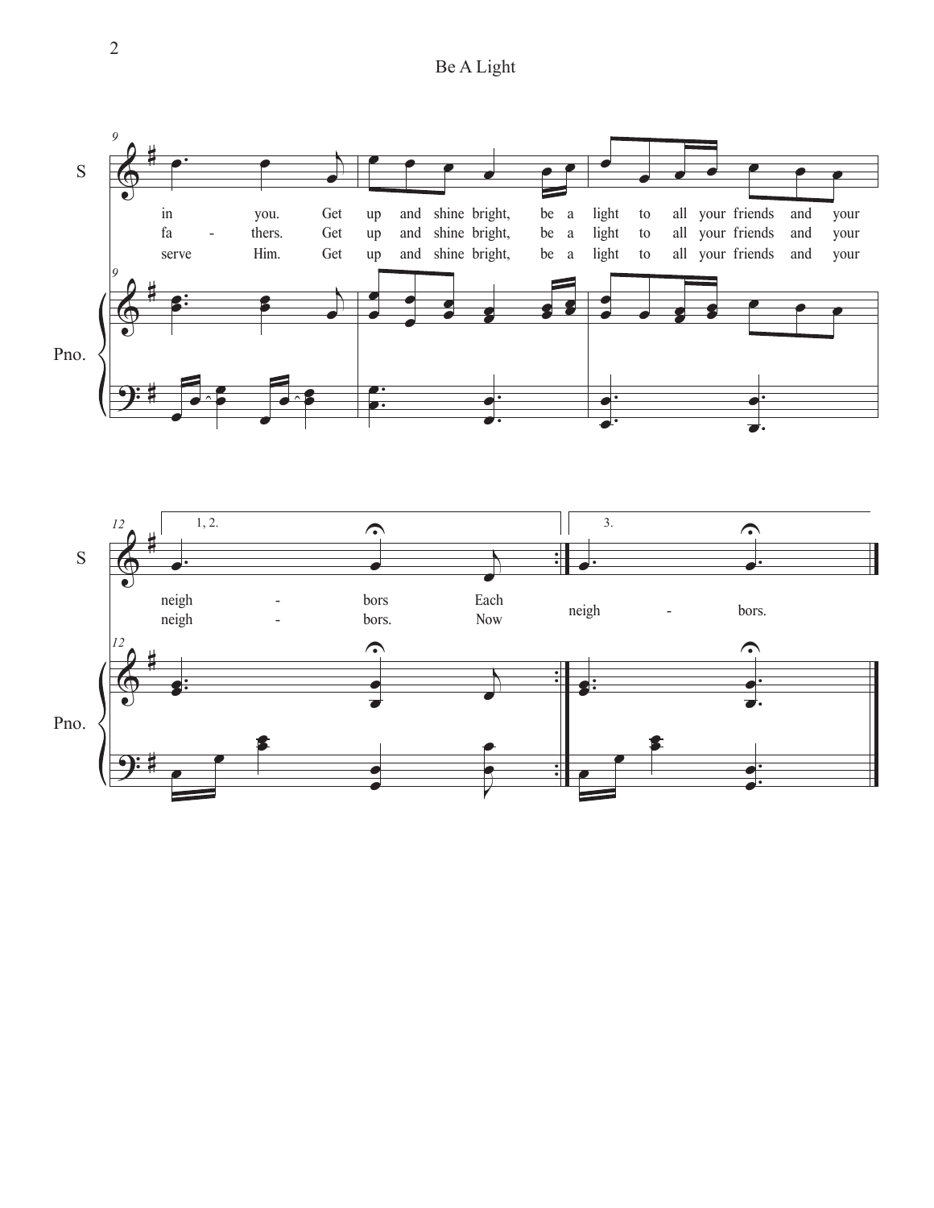in you. Get up and shine bright, be a light to all your friends and your neigh - bors Each

fa - thers. Get up and shine bright, be a light to all your friends and your neigh - bors. Now

serve Him. Get up and shine bright, be a light to all your friends and your neigh - bors.